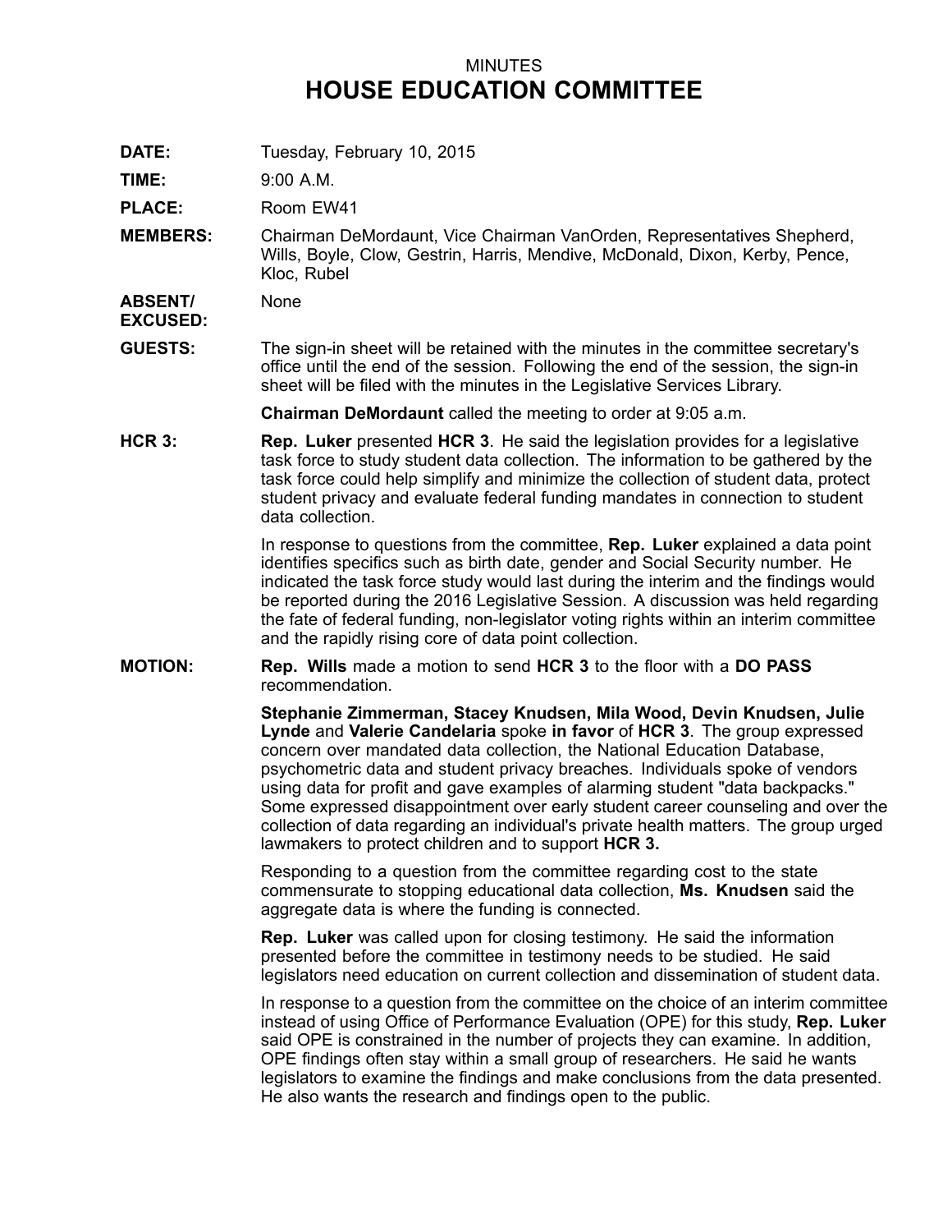MINUTES

# HOUSE EDUCATION COMMITTEE

**DATE:** Tuesday, February 10, 2015

**TIME:** 9:00 A.M.

**PLACE:** Room EW41

**MEMBERS:** Chairman DeMordaunt, Vice Chairman VanOrden, Representatives Shepherd, Wills, Boyle, Clow, Gestrin, Harris, Mendive, McDonald, Dixon, Kerby, Pence, Kloc, Rubel

**ABSENT/ EXCUSED:** None

**GUESTS:** The sign-in sheet will be retained with the minutes in the committee secretary's office until the end of the session. Following the end of the session, the sign-in sheet will be filed with the minutes in the Legislative Services Library.

**Chairman DeMordaunt** called the meeting to order at 9:05 a.m.

**HCR 3:** **Rep. Luker** presented **HCR 3**. He said the legislation provides for a legislative task force to study student data collection. The information to be gathered by the task force could help simplify and minimize the collection of student data, protect student privacy and evaluate federal funding mandates in connection to student data collection.

In response to questions from the committee, **Rep. Luker** explained a data point identifies specifics such as birth date, gender and Social Security number. He indicated the task force study would last during the interim and the findings would be reported during the 2016 Legislative Session. A discussion was held regarding the fate of federal funding, non-legislator voting rights within an interim committee and the rapidly rising core of data point collection.

**MOTION:** **Rep. Wills** made a motion to send **HCR 3** to the floor with a **DO PASS** recommendation.

**Stephanie Zimmerman, Stacey Knudsen, Mila Wood, Devin Knudsen, Julie Lynde** and **Valerie Candelaria** spoke **in favor** of **HCR 3**. The group expressed concern over mandated data collection, the National Education Database, psychometric data and student privacy breaches. Individuals spoke of vendors using data for profit and gave examples of alarming student "data backpacks." Some expressed disappointment over early student career counseling and over the collection of data regarding an individual's private health matters. The group urged lawmakers to protect children and to support **HCR 3.**

Responding to a question from the committee regarding cost to the state commensurate to stopping educational data collection, **Ms. Knudsen** said the aggregate data is where the funding is connected.

**Rep. Luker** was called upon for closing testimony. He said the information presented before the committee in testimony needs to be studied. He said legislators need education on current collection and dissemination of student data.

In response to a question from the committee on the choice of an interim committee instead of using Office of Performance Evaluation (OPE) for this study, **Rep. Luker** said OPE is constrained in the number of projects they can examine. In addition, OPE findings often stay within a small group of researchers. He said he wants legislators to examine the findings and make conclusions from the data presented. He also wants the research and findings open to the public.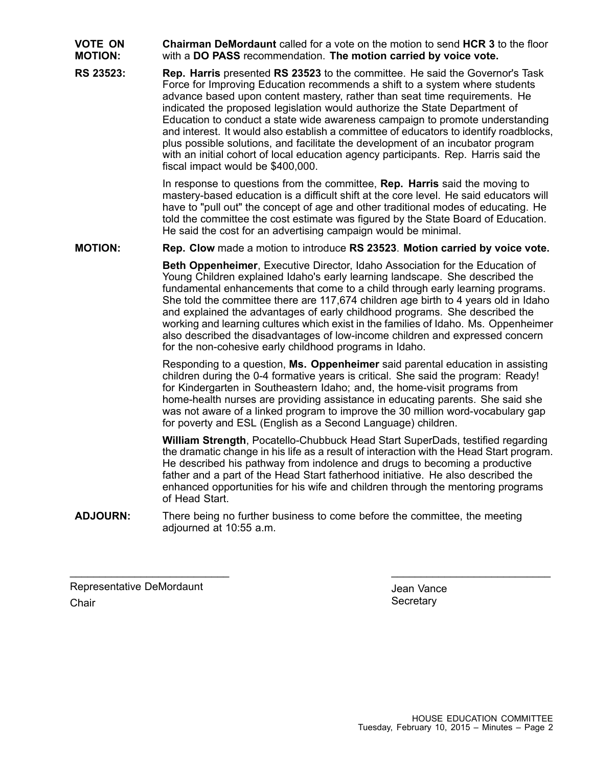**VOTE ON MOTION:** **Chairman DeMordaunt** called for a vote on the motion to send **HCR 3** to the floor with a **DO PASS** recommendation. **The motion carried by voice vote.**

**RS 23523:** **Rep. Harris** presented **RS 23523** to the committee. He said the Governor's Task Force for Improving Education recommends a shift to a system where students advance based upon content mastery, rather than seat time requirements. He indicated the proposed legislation would authorize the State Department of Education to conduct a state wide awareness campaign to promote understanding and interest. It would also establish a committee of educators to identify roadblocks, plus possible solutions, and facilitate the development of an incubator program with an initial cohort of local education agency participants. Rep. Harris said the fiscal impact would be $400,000.

In response to questions from the committee, **Rep. Harris** said the moving to mastery-based education is a difficult shift at the core level. He said educators will have to "pull out" the concept of age and other traditional modes of educating. He told the committee the cost estimate was figured by the State Board of Education. He said the cost for an advertising campaign would be minimal.

**MOTION:** **Rep. Clow** made a motion to introduce **RS 23523**. **Motion carried by voice vote.**

**Beth Oppenheimer**, Executive Director, Idaho Association for the Education of Young Children explained Idaho's early learning landscape. She described the fundamental enhancements that come to a child through early learning programs. She told the committee there are 117,674 children age birth to 4 years old in Idaho and explained the advantages of early childhood programs. She described the working and learning cultures which exist in the families of Idaho. Ms. Oppenheimer also described the disadvantages of low-income children and expressed concern for the non-cohesive early childhood programs in Idaho.

Responding to a question, **Ms. Oppenheimer** said parental education in assisting children during the 0-4 formative years is critical. She said the program: Ready! for Kindergarten in Southeastern Idaho; and, the home-visit programs from home-health nurses are providing assistance in educating parents. She said she was not aware of a linked program to improve the 30 million word-vocabulary gap for poverty and ESL (English as a Second Language) children.

**William Strength**, Pocatello-Chubbuck Head Start SuperDads, testified regarding the dramatic change in his life as a result of interaction with the Head Start program. He described his pathway from indolence and drugs to becoming a productive father and a part of the Head Start fatherhood initiative. He also described the enhanced opportunities for his wife and children through the mentoring programs of Head Start.

**ADJOURN:** There being no further business to come before the committee, the meeting adjourned at 10:55 a.m.

___________________________
Representative DeMordaunt
Chair

___________________________
Jean Vance
Secretary